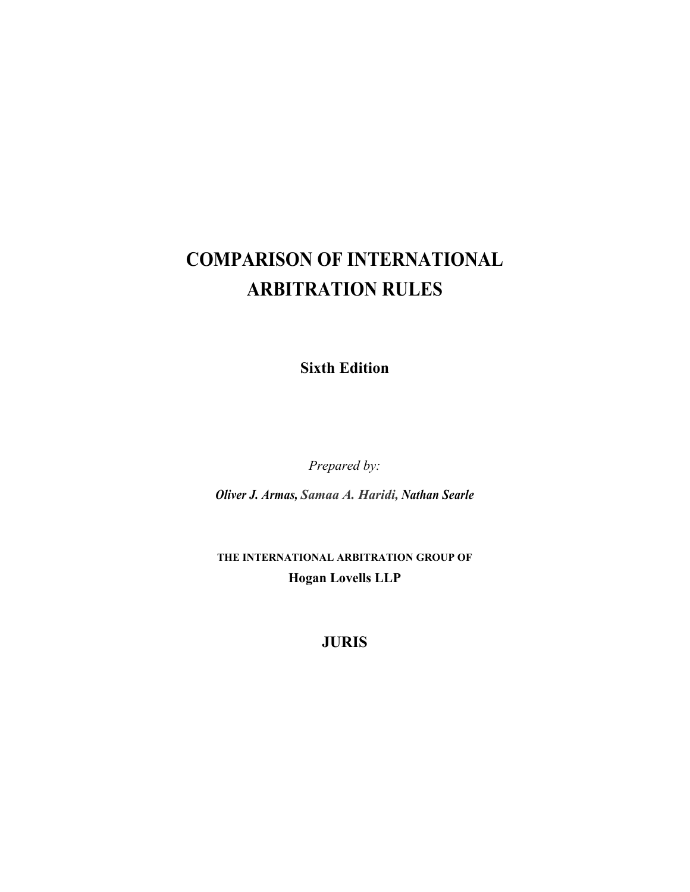# COMPARISON OF INTERNATIONAL ARBITRATION RULES

**Sixth Edition**

*Prepared by:*

***Oliver J. Armas, Samaa A. Haridi, Nathan Searle***

**THE INTERNATIONAL ARBITRATION GROUP OF**

**Hogan Lovells LLP**

**JURIS**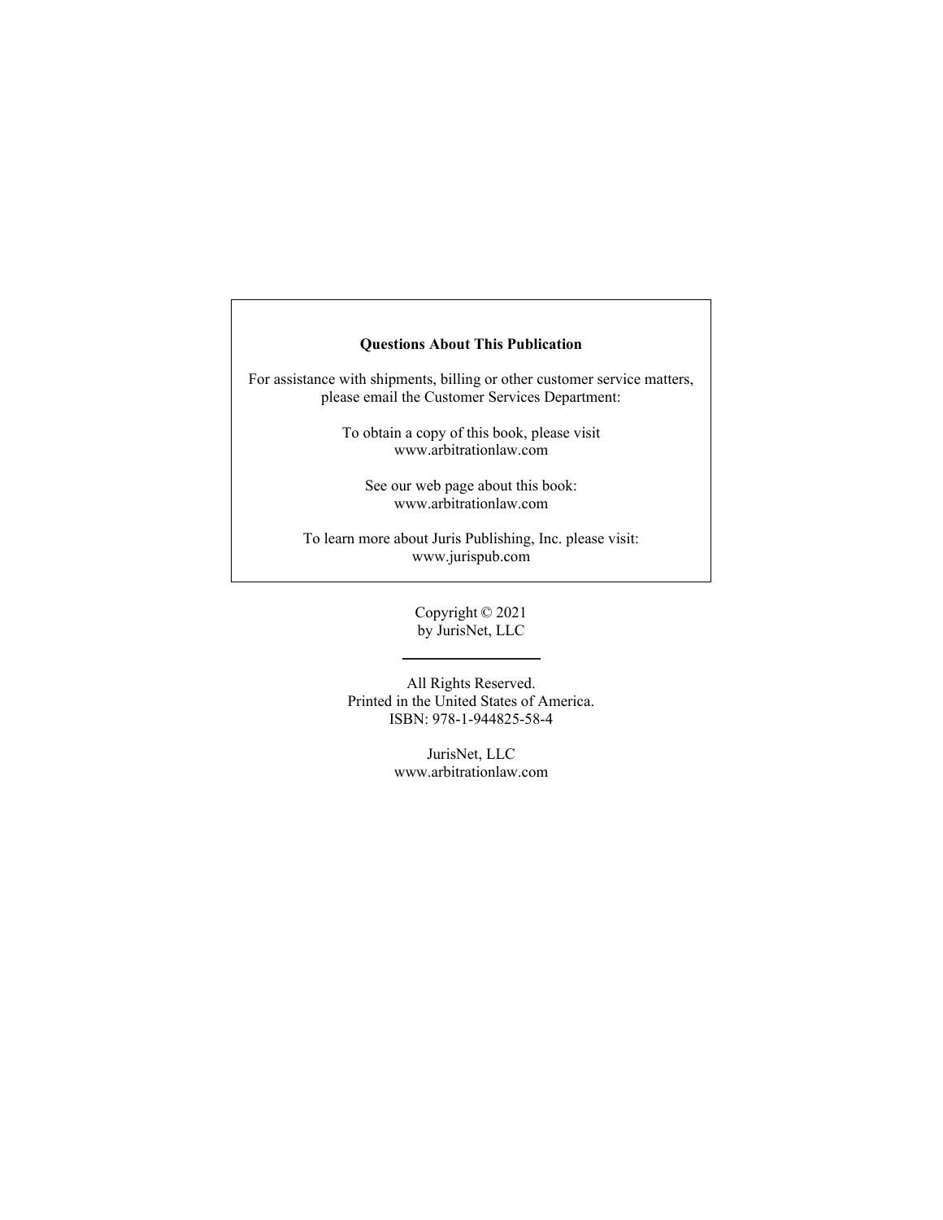**Questions About This Publication**

For assistance with shipments, billing or other customer service matters, please email the Customer Services Department:

To obtain a copy of this book, please visit
www.arbitrationlaw.com

See our web page about this book:
www.arbitrationlaw.com

To learn more about Juris Publishing, Inc. please visit:
www.jurispub.com

Copyright © 2021
by JurisNet, LLC

---

All Rights Reserved.
Printed in the United States of America.
ISBN: 978-1-944825-58-4

JurisNet, LLC
www.arbitrationlaw.com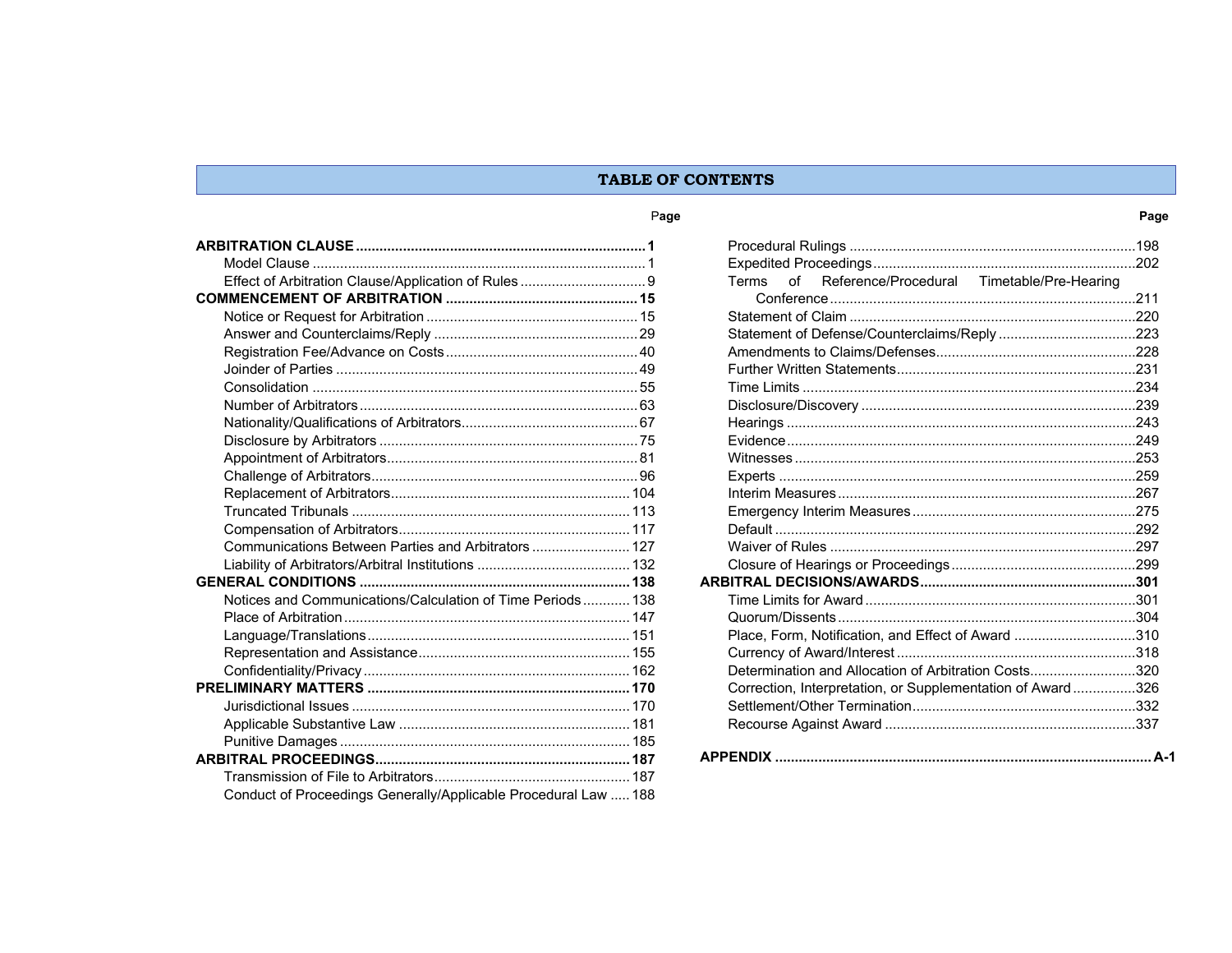# TABLE OF CONTENTS

| | Page |
|---|---|
| **ARBITRATION CLAUSE** | **1** |
| Model Clause | 1 |
| Effect of Arbitration Clause/Application of Rules | 9 |
| **COMMENCEMENT OF ARBITRATION** | **15** |
| Notice or Request for Arbitration | 15 |
| Answer and Counterclaims/Reply | 29 |
| Registration Fee/Advance on Costs | 40 |
| Joinder of Parties | 49 |
| Consolidation | 55 |
| Number of Arbitrators | 63 |
| Nationality/Qualifications of Arbitrators | 67 |
| Disclosure by Arbitrators | 75 |
| Appointment of Arbitrators | 81 |
| Challenge of Arbitrators | 96 |
| Replacement of Arbitrators | 104 |
| Truncated Tribunals | 113 |
| Compensation of Arbitrators | 117 |
| Communications Between Parties and Arbitrators | 127 |
| Liability of Arbitrators/Arbitral Institutions | 132 |
| **GENERAL CONDITIONS** | **138** |
| Notices and Communications/Calculation of Time Periods | 138 |
| Place of Arbitration | 147 |
| Language/Translations | 151 |
| Representation and Assistance | 155 |
| Confidentiality/Privacy | 162 |
| **PRELIMINARY MATTERS** | **170** |
| Jurisdictional Issues | 170 |
| Applicable Substantive Law | 181 |
| Punitive Damages | 185 |
| **ARBITRAL PROCEEDINGS** | **187** |
| Transmission of File to Arbitrators | 187 |
| Conduct of Proceedings Generally/Applicable Procedural Law | 188 |
| Procedural Rulings | 198 |
| Expedited Proceedings | 202 |
| Terms of Reference/Procedural Timetable/Pre-Hearing Conference | 211 |
| Statement of Claim | 220 |
| Statement of Defense/Counterclaims/Reply | 223 |
| Amendments to Claims/Defenses | 228 |
| Further Written Statements | 231 |
| Time Limits | 234 |
| Disclosure/Discovery | 239 |
| Hearings | 243 |
| Evidence | 249 |
| Witnesses | 253 |
| Experts | 259 |
| Interim Measures | 267 |
| Emergency Interim Measures | 275 |
| Default | 292 |
| Waiver of Rules | 297 |
| Closure of Hearings or Proceedings | 299 |
| **ARBITRAL DECISIONS/AWARDS** | **301** |
| Time Limits for Award | 301 |
| Quorum/Dissents | 304 |
| Place, Form, Notification, and Effect of Award | 310 |
| Currency of Award/Interest | 318 |
| Determination and Allocation of Arbitration Costs | 320 |
| Correction, Interpretation, or Supplementation of Award | 326 |
| Settlement/Other Termination | 332 |
| Recourse Against Award | 337 |
| **APPENDIX** | **A-1** |